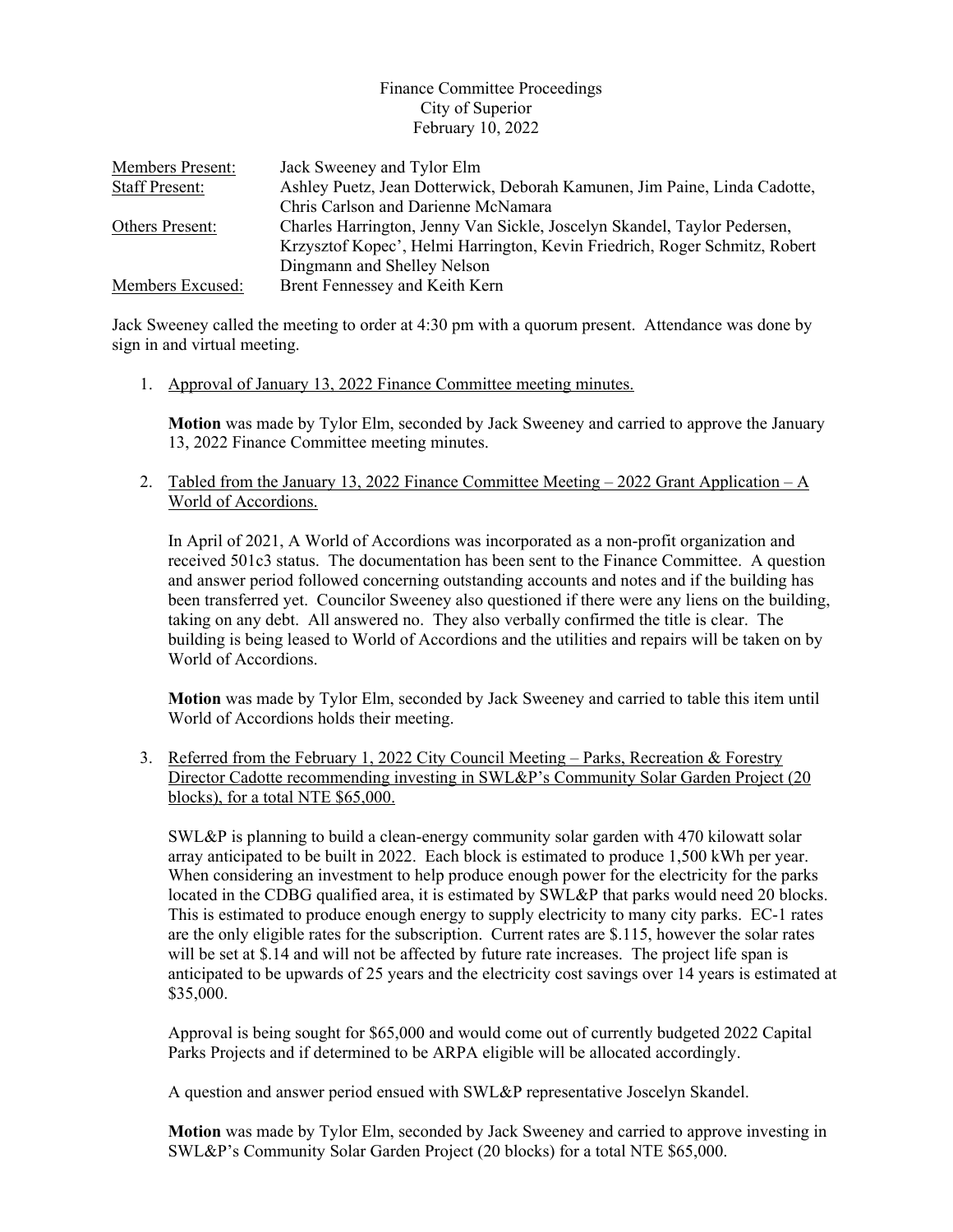Finance Committee Proceedings
City of Superior
February 10, 2022

| | |
|---|---|
| Members Present: | Jack Sweeney and Tylor Elm |
| Staff Present: | Ashley Puetz, Jean Dotterwick, Deborah Kamunen, Jim Paine, Linda Cadotte, Chris Carlson and Darienne McNamara |
| Others Present: | Charles Harrington, Jenny Van Sickle, Joscelyn Skandel, Taylor Pedersen, Krzysztof Kopec', Helmi Harrington, Kevin Friedrich, Roger Schmitz, Robert Dingmann and Shelley Nelson |
| Members Excused: | Brent Fennessey and Keith Kern |

Jack Sweeney called the meeting to order at 4:30 pm with a quorum present. Attendance was done by sign in and virtual meeting.

1. Approval of January 13, 2022 Finance Committee meeting minutes.

   **Motion** was made by Tylor Elm, seconded by Jack Sweeney and carried to approve the January 13, 2022 Finance Committee meeting minutes.

2. Tabled from the January 13, 2022 Finance Committee Meeting – 2022 Grant Application – A World of Accordions.

   In April of 2021, A World of Accordions was incorporated as a non-profit organization and received 501c3 status. The documentation has been sent to the Finance Committee. A question and answer period followed concerning outstanding accounts and notes and if the building has been transferred yet. Councilor Sweeney also questioned if there were any liens on the building, taking on any debt. All answered no. They also verbally confirmed the title is clear. The building is being leased to World of Accordions and the utilities and repairs will be taken on by World of Accordions.

   **Motion** was made by Tylor Elm, seconded by Jack Sweeney and carried to table this item until World of Accordions holds their meeting.

3. Referred from the February 1, 2022 City Council Meeting – Parks, Recreation & Forestry Director Cadotte recommending investing in SWL&P's Community Solar Garden Project (20 blocks), for a total NTE $65,000.

   SWL&P is planning to build a clean-energy community solar garden with 470 kilowatt solar array anticipated to be built in 2022. Each block is estimated to produce 1,500 kWh per year. When considering an investment to help produce enough power for the electricity for the parks located in the CDBG qualified area, it is estimated by SWL&P that parks would need 20 blocks. This is estimated to produce enough energy to supply electricity to many city parks. EC-1 rates are the only eligible rates for the subscription. Current rates are $.115, however the solar rates will be set at $.14 and will not be affected by future rate increases. The project life span is anticipated to be upwards of 25 years and the electricity cost savings over 14 years is estimated at $35,000.

   Approval is being sought for $65,000 and would come out of currently budgeted 2022 Capital Parks Projects and if determined to be ARPA eligible will be allocated accordingly.

   A question and answer period ensued with SWL&P representative Joscelyn Skandel.

   **Motion** was made by Tylor Elm, seconded by Jack Sweeney and carried to approve investing in SWL&P's Community Solar Garden Project (20 blocks) for a total NTE $65,000.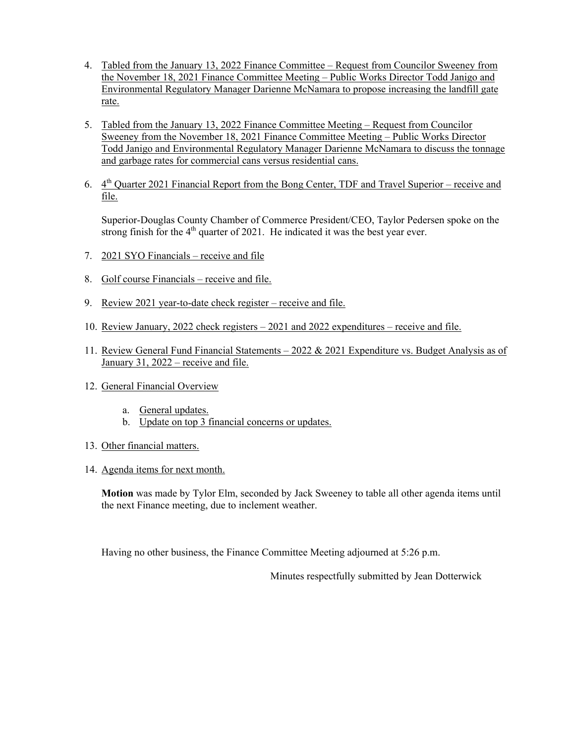4. Tabled from the January 13, 2022 Finance Committee – Request from Councilor Sweeney from the November 18, 2021 Finance Committee Meeting – Public Works Director Todd Janigo and Environmental Regulatory Manager Darienne McNamara to propose increasing the landfill gate rate.

5. Tabled from the January 13, 2022 Finance Committee Meeting – Request from Councilor Sweeney from the November 18, 2021 Finance Committee Meeting – Public Works Director Todd Janigo and Environmental Regulatory Manager Darienne McNamara to discuss the tonnage and garbage rates for commercial cans versus residential cans.

6. 4th Quarter 2021 Financial Report from the Bong Center, TDF and Travel Superior – receive and file.

   Superior-Douglas County Chamber of Commerce President/CEO, Taylor Pedersen spoke on the strong finish for the 4th quarter of 2021. He indicated it was the best year ever.

7. 2021 SYO Financials – receive and file

8. Golf course Financials – receive and file.

9. Review 2021 year-to-date check register – receive and file.

10. Review January, 2022 check registers – 2021 and 2022 expenditures – receive and file.

11. Review General Fund Financial Statements – 2022 & 2021 Expenditure vs. Budget Analysis as of January 31, 2022 – receive and file.

12. General Financial Overview

    a. General updates.
    b. Update on top 3 financial concerns or updates.

13. Other financial matters.

14. Agenda items for next month.

    **Motion** was made by Tylor Elm, seconded by Jack Sweeney to table all other agenda items until the next Finance meeting, due to inclement weather.

Having no other business, the Finance Committee Meeting adjourned at 5:26 p.m.

Minutes respectfully submitted by Jean Dotterwick